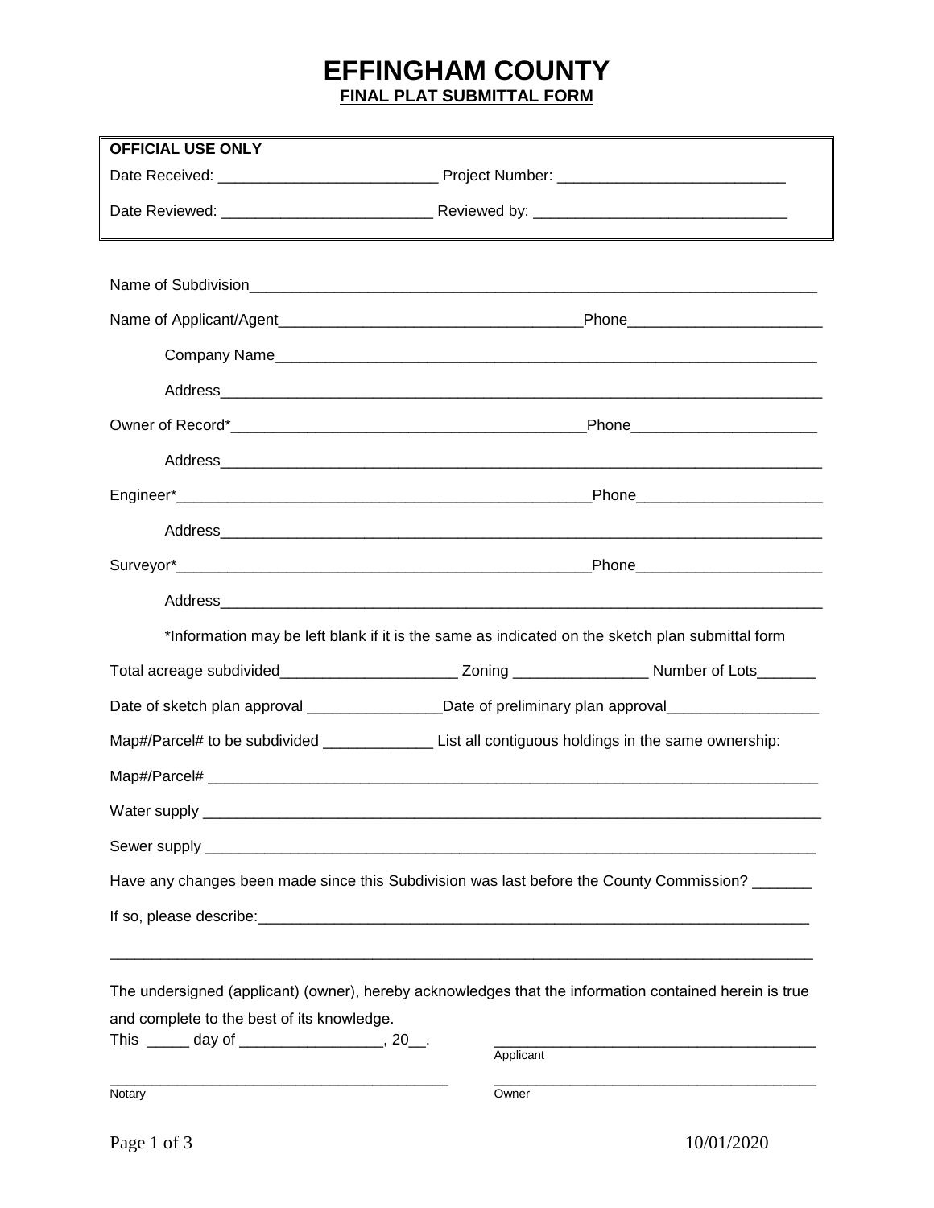# EFFINGHAM COUNTY

**FINAL PLAT SUBMITTAL FORM**

| **OFFICIAL USE ONLY** | |
|---|---|
| Date Received: _________________________ | Project Number: __________________________ |
| Date Reviewed: ________________________ | Reviewed by: _____________________________ |

Name of Subdivision_____________________________________________________________________

Name of Applicant/Agent___________________________________Phone______________________

Company Name_______________________________________________________________

Address____________________________________________________________________

Owner of Record*_________________________________________Phone_____________________

Address____________________________________________________________________

Engineer*_________________________________________________Phone_____________________

Address____________________________________________________________________

Surveyor*_________________________________________________Phone_____________________

Address____________________________________________________________________

*Information may be left blank if it is the same as indicated on the sketch plan submittal form

Total acreage subdivided_____________________ Zoning ________________ Number of Lots_______

Date of sketch plan approval ________________Date of preliminary plan approval__________________

Map#/Parcel# to be subdivided _____________ List all contiguous holdings in the same ownership:

Map#/Parcel# ___________________________________________________________________________

Water supply ___________________________________________________________________________

Sewer supply ___________________________________________________________________________

Have any changes been made since this Subdivision was last before the County Commission? _______

If so, please describe:_____________________________________________________________________

_______________________________________________________________________________________

The undersigned (applicant) (owner), hereby acknowledges that the information contained herein is true and complete to the best of its knowledge.

This _____ day of _________________, 20__.

______________________________________
Applicant

______________________________________
Notary

______________________________________
Owner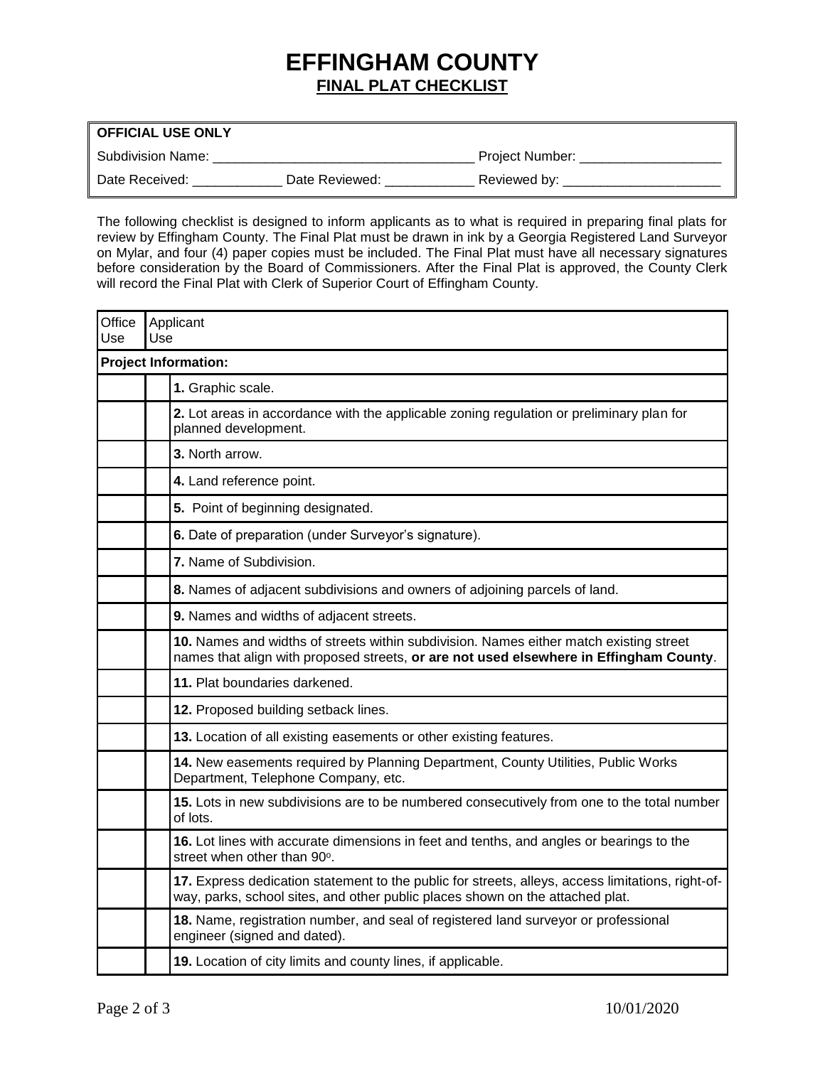# EFFINGHAM COUNTY

## FINAL PLAT CHECKLIST

| **OFFICIAL USE ONLY** | | |
|---|---|---|
| Subdivision Name: ___________________________________ | | Project Number: __________________ |
| Date Received: ___________ | Date Reviewed: ___________ | Reviewed by: ___________________ |

The following checklist is designed to inform applicants as to what is required in preparing final plats for review by Effingham County. The Final Plat must be drawn in ink by a Georgia Registered Land Surveyor on Mylar, and four (4) paper copies must be included. The Final Plat must have all necessary signatures before consideration by the Board of Commissioners. After the Final Plat is approved, the County Clerk will record the Final Plat with Clerk of Superior Court of Effingham County.

| Office Use | Applicant Use | |
|---|---|---|
| **Project Information:** | | |
| | | **1.** Graphic scale. |
| | | **2.** Lot areas in accordance with the applicable zoning regulation or preliminary plan for planned development. |
| | | **3.** North arrow. |
| | | **4.** Land reference point. |
| | | **5.** Point of beginning designated. |
| | | **6.** Date of preparation (under Surveyor's signature). |
| | | **7.** Name of Subdivision. |
| | | **8.** Names of adjacent subdivisions and owners of adjoining parcels of land. |
| | | **9.** Names and widths of adjacent streets. |
| | | **10.** Names and widths of streets within subdivision. Names either match existing street names that align with proposed streets, **or are not used elsewhere in Effingham County**. |
| | | **11.** Plat boundaries darkened. |
| | | **12.** Proposed building setback lines. |
| | | **13.** Location of all existing easements or other existing features. |
| | | **14.** New easements required by Planning Department, County Utilities, Public Works Department, Telephone Company, etc. |
| | | **15.** Lots in new subdivisions are to be numbered consecutively from one to the total number of lots. |
| | | **16.** Lot lines with accurate dimensions in feet and tenths, and angles or bearings to the street when other than 90°. |
| | | **17.** Express dedication statement to the public for streets, alleys, access limitations, right-of-way, parks, school sites, and other public places shown on the attached plat. |
| | | **18.** Name, registration number, and seal of registered land surveyor or professional engineer (signed and dated). |
| | | **19.** Location of city limits and county lines, if applicable. |

10/01/2020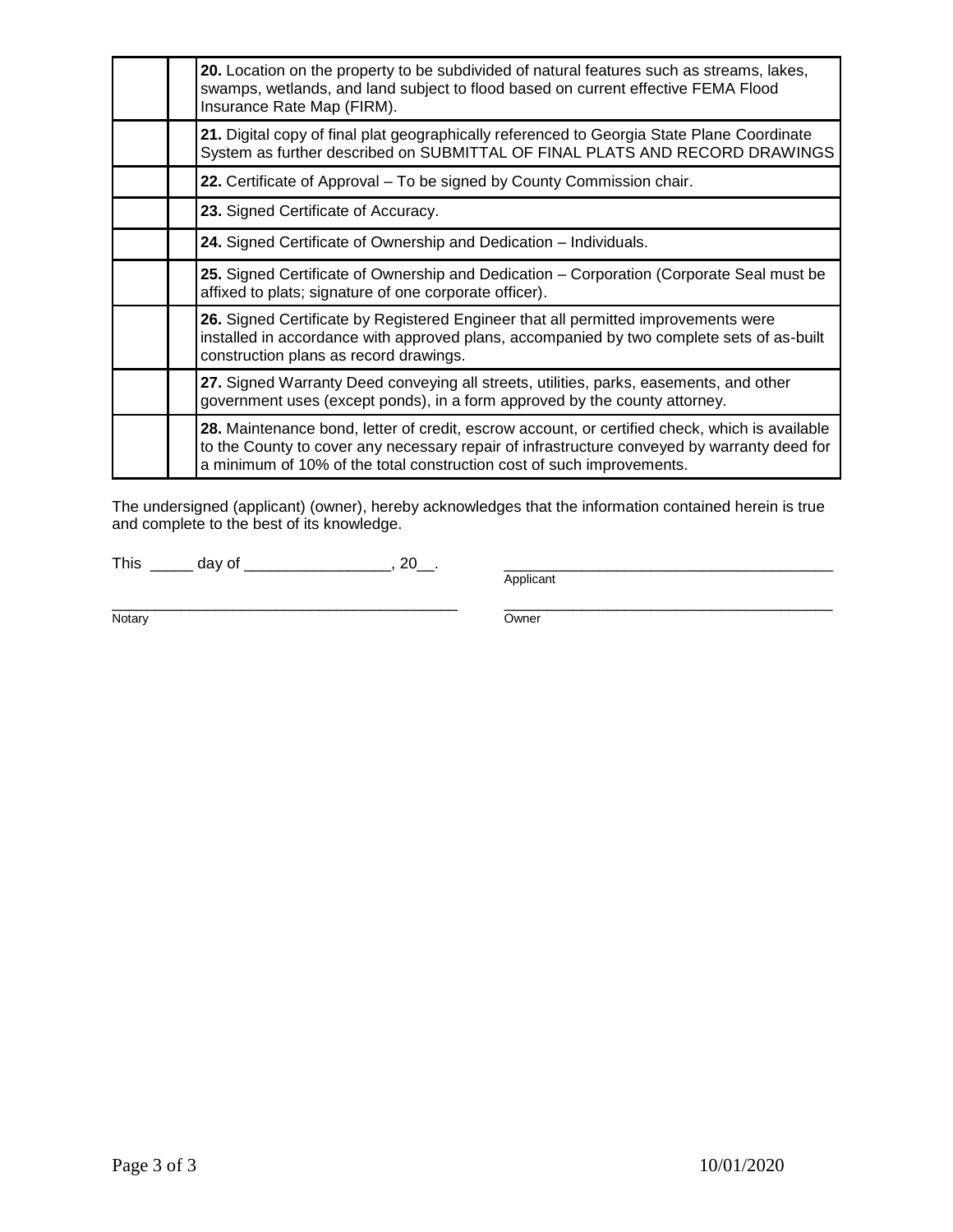| | | |
|---|---|---|
| | | **20.** Location on the property to be subdivided of natural features such as streams, lakes, swamps, wetlands, and land subject to flood based on current effective FEMA Flood Insurance Rate Map (FIRM). |
| | | **21.** Digital copy of final plat geographically referenced to Georgia State Plane Coordinate System as further described on SUBMITTAL OF FINAL PLATS AND RECORD DRAWINGS |
| | | **22.** Certificate of Approval – To be signed by County Commission chair. |
| | | **23.** Signed Certificate of Accuracy. |
| | | **24.** Signed Certificate of Ownership and Dedication – Individuals. |
| | | **25.** Signed Certificate of Ownership and Dedication – Corporation (Corporate Seal must be affixed to plats; signature of one corporate officer). |
| | | **26.** Signed Certificate by Registered Engineer that all permitted improvements were installed in accordance with approved plans, accompanied by two complete sets of as-built construction plans as record drawings. |
| | | **27.** Signed Warranty Deed conveying all streets, utilities, parks, easements, and other government uses (except ponds), in a form approved by the county attorney. |
| | | **28.** Maintenance bond, letter of credit, escrow account, or certified check, which is available to the County to cover any necessary repair of infrastructure conveyed by warranty deed for a minimum of 10% of the total construction cost of such improvements. |

The undersigned (applicant) (owner), hereby acknowledges that the information contained herein is true and complete to the best of its knowledge.

This _____ day of _________________, 20__.

_______________________________________
Applicant

_______________________________________
Notary

_______________________________________
Owner